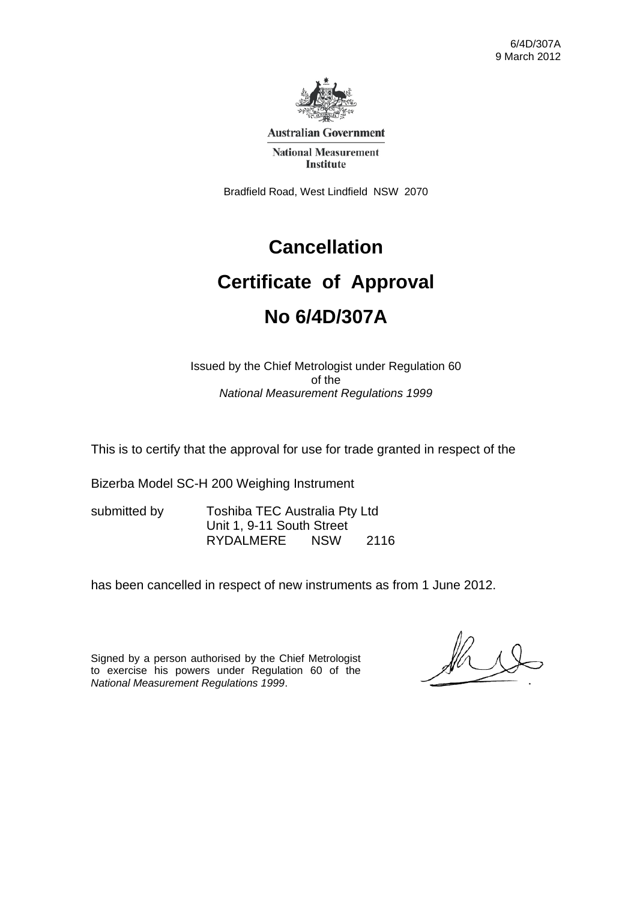6/4D/307A
9 March 2012

Australian Government

National Measurement Institute

Bradfield Road, West Lindfield NSW 2070

# Cancellation

# Certificate of Approval

# No 6/4D/307A

Issued by the Chief Metrologist under Regulation 60
of the
*National Measurement Regulations 1999*

This is to certify that the approval for use for trade granted in respect of the

Bizerba Model SC-H 200 Weighing Instrument

submitted by Toshiba TEC Australia Pty Ltd
Unit 1, 9-11 South Street
RYDALMERE NSW 2116

has been cancelled in respect of new instruments as from 1 June 2012.

Signed by a person authorised by the Chief Metrologist to exercise his powers under Regulation 60 of the *National Measurement Regulations 1999*.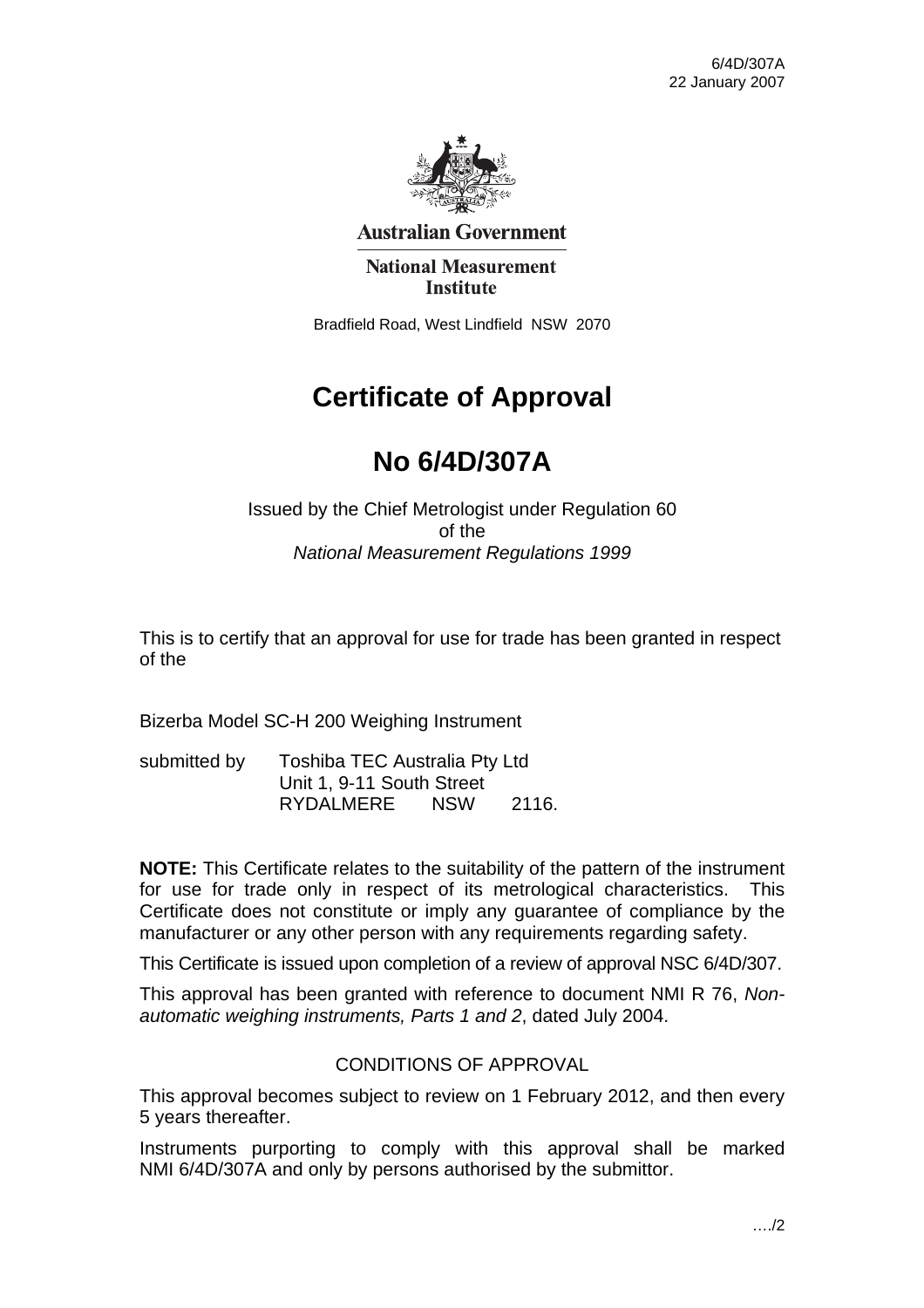Australian Government

National Measurement Institute

Bradfield Road, West Lindfield NSW 2070

# Certificate of Approval

# No 6/4D/307A

Issued by the Chief Metrologist under Regulation 60
of the
*National Measurement Regulations 1999*

This is to certify that an approval for use for trade has been granted in respect of the

Bizerba Model SC-H 200 Weighing Instrument

submitted by Toshiba TEC Australia Pty Ltd
Unit 1, 9-11 South Street
RYDALMERE NSW 2116.

**NOTE:** This Certificate relates to the suitability of the pattern of the instrument for use for trade only in respect of its metrological characteristics. This Certificate does not constitute or imply any guarantee of compliance by the manufacturer or any other person with any requirements regarding safety.

This Certificate is issued upon completion of a review of approval NSC 6/4D/307.

This approval has been granted with reference to document NMI R 76, *Non-automatic weighing instruments, Parts 1 and 2*, dated July 2004.

## CONDITIONS OF APPROVAL

This approval becomes subject to review on 1 February 2012, and then every 5 years thereafter.

Instruments purporting to comply with this approval shall be marked NMI 6/4D/307A and only by persons authorised by the submittor.

…./2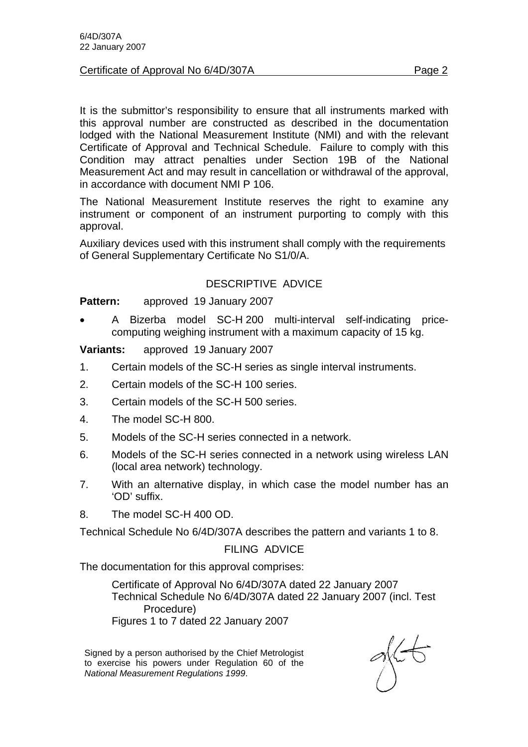It is the submittor's responsibility to ensure that all instruments marked with this approval number are constructed as described in the documentation lodged with the National Measurement Institute (NMI) and with the relevant Certificate of Approval and Technical Schedule. Failure to comply with this Condition may attract penalties under Section 19B of the National Measurement Act and may result in cancellation or withdrawal of the approval, in accordance with document NMI P 106.

The National Measurement Institute reserves the right to examine any instrument or component of an instrument purporting to comply with this approval.

Auxiliary devices used with this instrument shall comply with the requirements of General Supplementary Certificate No S1/0/A.

## DESCRIPTIVE ADVICE

**Pattern:** approved 19 January 2007

- A Bizerba model SC-H 200 multi-interval self-indicating price-computing weighing instrument with a maximum capacity of 15 kg.

**Variants:** approved 19 January 2007

1. Certain models of the SC-H series as single interval instruments.
2. Certain models of the SC-H 100 series.
3. Certain models of the SC-H 500 series.
4. The model SC-H 800.
5. Models of the SC-H series connected in a network.
6. Models of the SC-H series connected in a network using wireless LAN (local area network) technology.
7. With an alternative display, in which case the model number has an 'OD' suffix.
8. The model SC-H 400 OD.

Technical Schedule No 6/4D/307A describes the pattern and variants 1 to 8.

## FILING ADVICE

The documentation for this approval comprises:

Certificate of Approval No 6/4D/307A dated 22 January 2007
Technical Schedule No 6/4D/307A dated 22 January 2007 (incl. Test Procedure)
Figures 1 to 7 dated 22 January 2007

Signed by a person authorised by the Chief Metrologist to exercise his powers under Regulation 60 of the *National Measurement Regulations 1999*.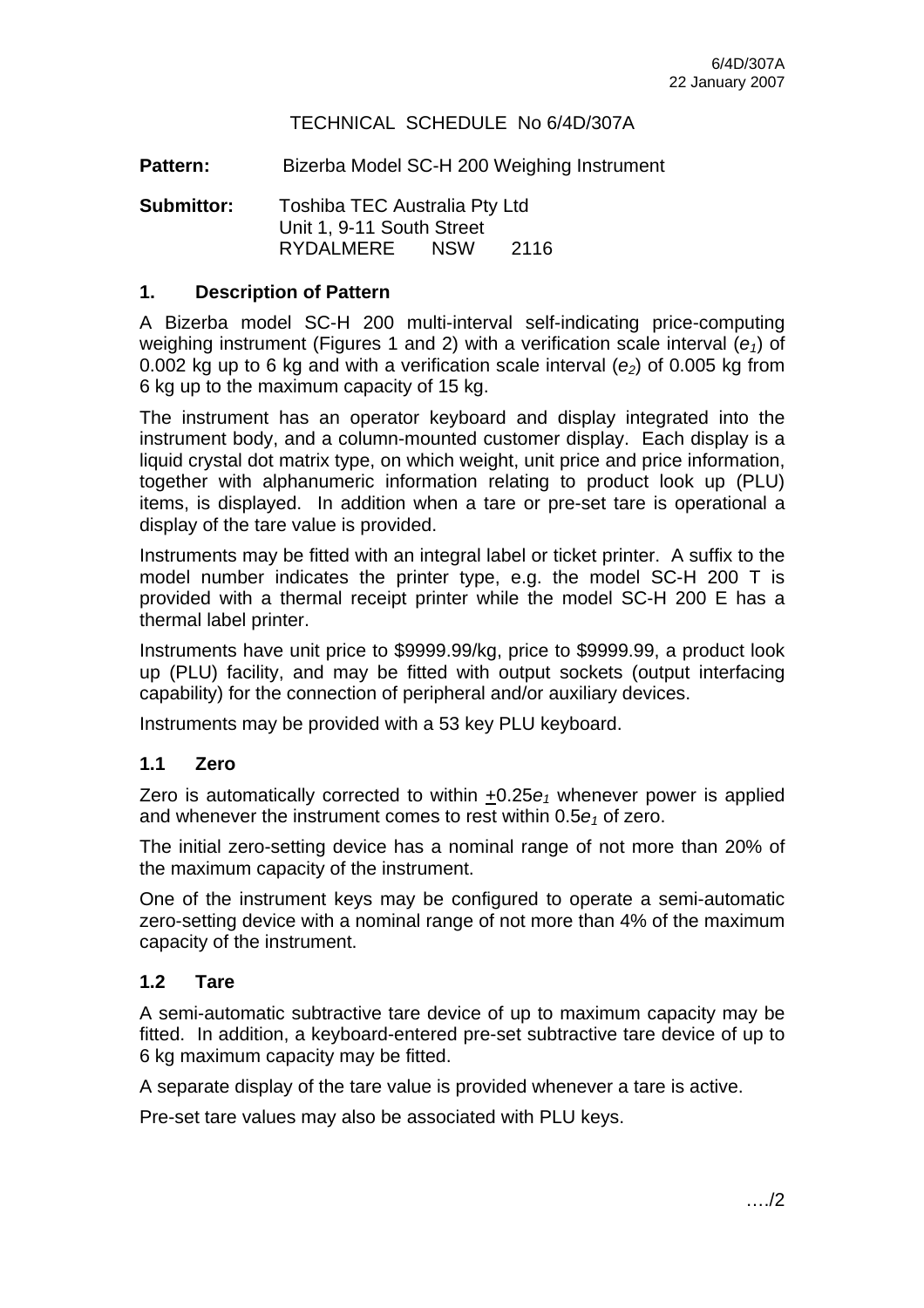6/4D/307A
22 January 2007

TECHNICAL SCHEDULE No 6/4D/307A

**Pattern:** Bizerba Model SC-H 200 Weighing Instrument

**Submittor:** Toshiba TEC Australia Pty Ltd
Unit 1, 9-11 South Street
RYDALMERE NSW 2116

## 1. Description of Pattern

A Bizerba model SC-H 200 multi-interval self-indicating price-computing weighing instrument (Figures 1 and 2) with a verification scale interval ($e_1$) of 0.002 kg up to 6 kg and with a verification scale interval ($e_2$) of 0.005 kg from 6 kg up to the maximum capacity of 15 kg.

The instrument has an operator keyboard and display integrated into the instrument body, and a column-mounted customer display. Each display is a liquid crystal dot matrix type, on which weight, unit price and price information, together with alphanumeric information relating to product look up (PLU) items, is displayed. In addition when a tare or pre-set tare is operational a display of the tare value is provided.

Instruments may be fitted with an integral label or ticket printer. A suffix to the model number indicates the printer type, e.g. the model SC-H 200 T is provided with a thermal receipt printer while the model SC-H 200 E has a thermal label printer.

Instruments have unit price to $9999.99/kg, price to $9999.99, a product look up (PLU) facility, and may be fitted with output sockets (output interfacing capability) for the connection of peripheral and/or auxiliary devices.

Instruments may be provided with a 53 key PLU keyboard.

### 1.1 Zero

Zero is automatically corrected to within $\pm 0.25e_1$ whenever power is applied and whenever the instrument comes to rest within $0.5e_1$ of zero.

The initial zero-setting device has a nominal range of not more than 20% of the maximum capacity of the instrument.

One of the instrument keys may be configured to operate a semi-automatic zero-setting device with a nominal range of not more than 4% of the maximum capacity of the instrument.

### 1.2 Tare

A semi-automatic subtractive tare device of up to maximum capacity may be fitted. In addition, a keyboard-entered pre-set subtractive tare device of up to 6 kg maximum capacity may be fitted.

A separate display of the tare value is provided whenever a tare is active.

Pre-set tare values may also be associated with PLU keys.

…./2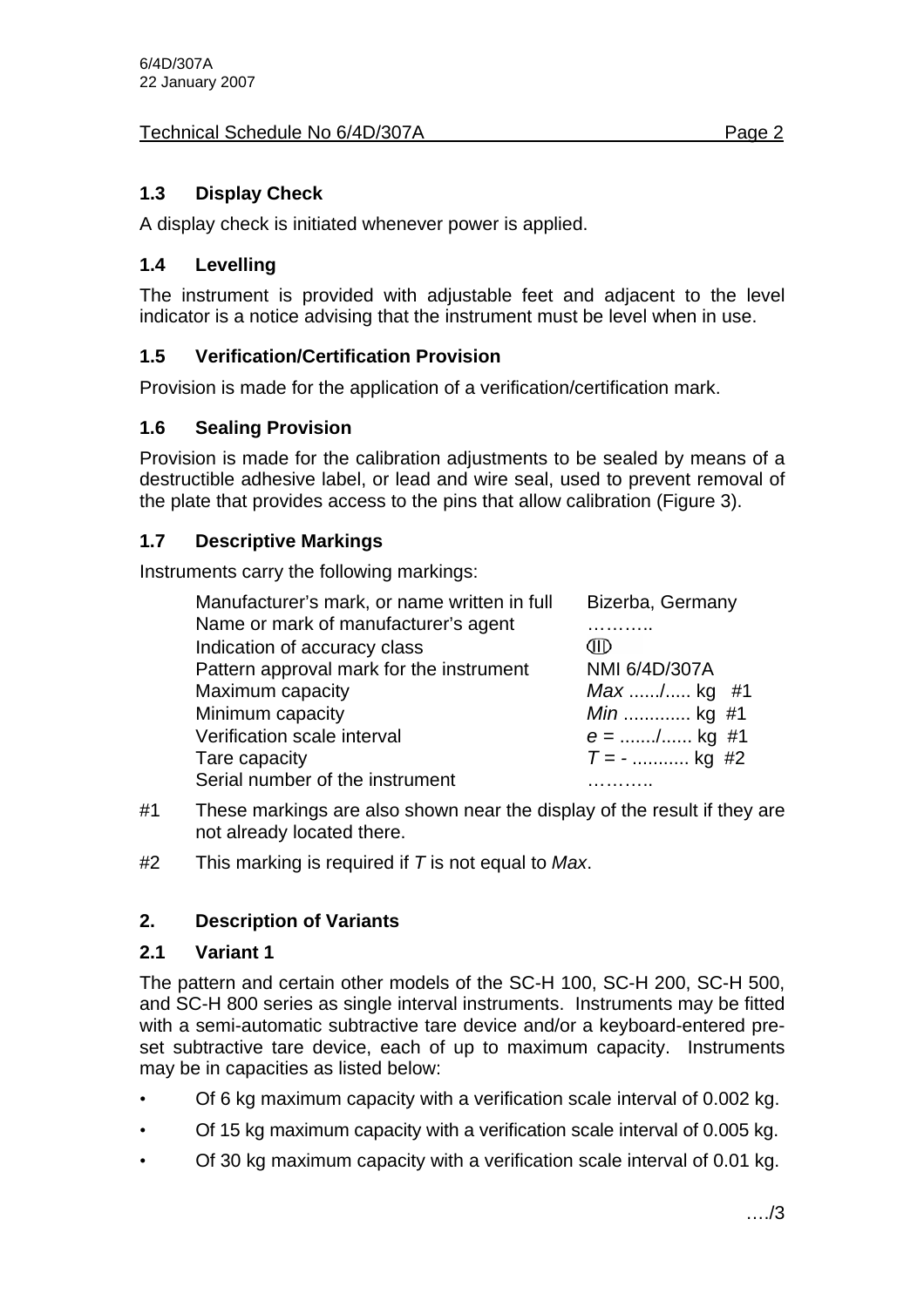### 1.3 Display Check

A display check is initiated whenever power is applied.

### 1.4 Levelling

The instrument is provided with adjustable feet and adjacent to the level indicator is a notice advising that the instrument must be level when in use.

### 1.5 Verification/Certification Provision

Provision is made for the application of a verification/certification mark.

### 1.6 Sealing Provision

Provision is made for the calibration adjustments to be sealed by means of a destructible adhesive label, or lead and wire seal, used to prevent removal of the plate that provides access to the pins that allow calibration (Figure 3).

### 1.7 Descriptive Markings

Instruments carry the following markings:

| | |
|---|---|
| Manufacturer's mark, or name written in full | Bizerba, Germany |
| Name or mark of manufacturer's agent | ……….. |
| Indication of accuracy class | (III) |
| Pattern approval mark for the instrument | NMI 6/4D/307A |
| Maximum capacity | *Max* ....../..... kg #1 |
| Minimum capacity | *Min* ............. kg #1 |
| Verification scale interval | *e* = ......./...... kg #1 |
| Tare capacity | *T* = - ........... kg #2 |
| Serial number of the instrument | ……….. |

#1 These markings are also shown near the display of the result if they are not already located there.

#2 This marking is required if *T* is not equal to *Max*.

## 2. Description of Variants

### 2.1 Variant 1

The pattern and certain other models of the SC-H 100, SC-H 200, SC-H 500, and SC-H 800 series as single interval instruments. Instruments may be fitted with a semi-automatic subtractive tare device and/or a keyboard-entered pre-set subtractive tare device, each of up to maximum capacity. Instruments may be in capacities as listed below:

- Of 6 kg maximum capacity with a verification scale interval of 0.002 kg.
- Of 15 kg maximum capacity with a verification scale interval of 0.005 kg.
- Of 30 kg maximum capacity with a verification scale interval of 0.01 kg.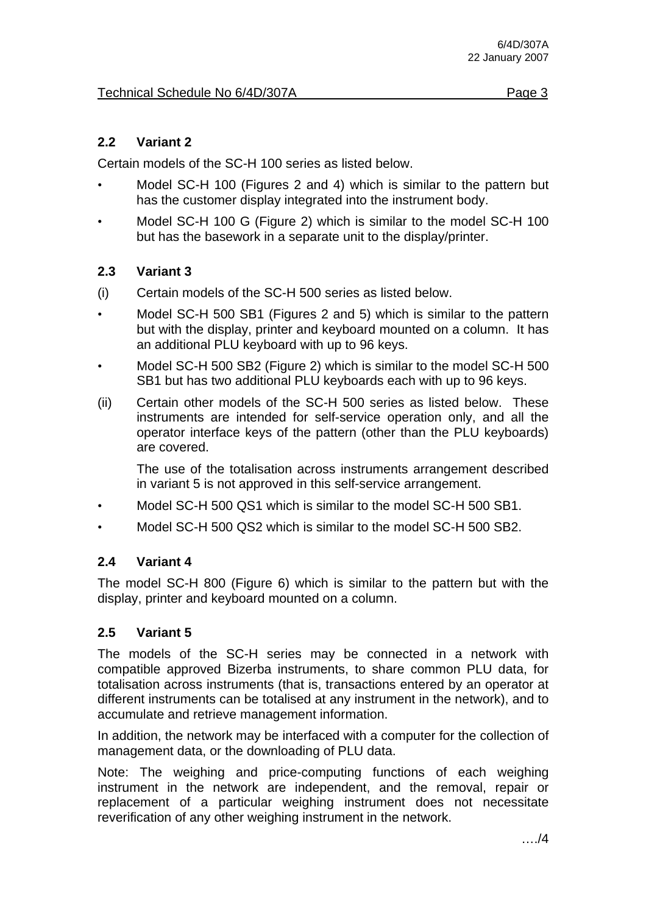## 2.2 Variant 2

Certain models of the SC-H 100 series as listed below.

- Model SC-H 100 (Figures 2 and 4) which is similar to the pattern but has the customer display integrated into the instrument body.
- Model SC-H 100 G (Figure 2) which is similar to the model SC-H 100 but has the basework in a separate unit to the display/printer.

## 2.3 Variant 3

(i) Certain models of the SC-H 500 series as listed below.

- Model SC-H 500 SB1 (Figures 2 and 5) which is similar to the pattern but with the display, printer and keyboard mounted on a column. It has an additional PLU keyboard with up to 96 keys.
- Model SC-H 500 SB2 (Figure 2) which is similar to the model SC-H 500 SB1 but has two additional PLU keyboards each with up to 96 keys.

(ii) Certain other models of the SC-H 500 series as listed below. These instruments are intended for self-service operation only, and all the operator interface keys of the pattern (other than the PLU keyboards) are covered.

The use of the totalisation across instruments arrangement described in variant 5 is not approved in this self-service arrangement.

- Model SC-H 500 QS1 which is similar to the model SC-H 500 SB1.
- Model SC-H 500 QS2 which is similar to the model SC-H 500 SB2.

## 2.4 Variant 4

The model SC-H 800 (Figure 6) which is similar to the pattern but with the display, printer and keyboard mounted on a column.

## 2.5 Variant 5

The models of the SC-H series may be connected in a network with compatible approved Bizerba instruments, to share common PLU data, for totalisation across instruments (that is, transactions entered by an operator at different instruments can be totalised at any instrument in the network), and to accumulate and retrieve management information.

In addition, the network may be interfaced with a computer for the collection of management data, or the downloading of PLU data.

Note: The weighing and price-computing functions of each weighing instrument in the network are independent, and the removal, repair or replacement of a particular weighing instrument does not necessitate reverification of any other weighing instrument in the network.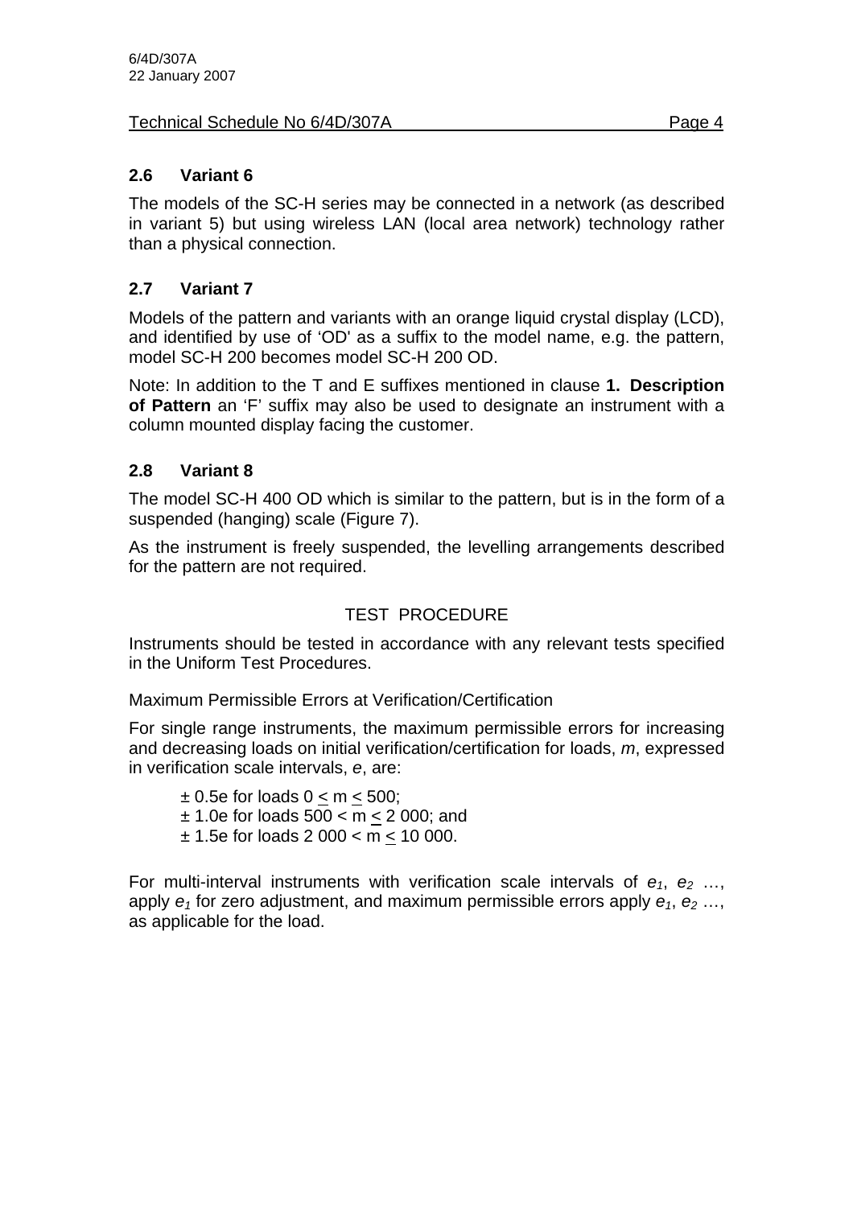## 2.6 Variant 6

The models of the SC-H series may be connected in a network (as described in variant 5) but using wireless LAN (local area network) technology rather than a physical connection.

## 2.7 Variant 7

Models of the pattern and variants with an orange liquid crystal display (LCD), and identified by use of 'OD' as a suffix to the model name, e.g. the pattern, model SC-H 200 becomes model SC-H 200 OD.

Note: In addition to the T and E suffixes mentioned in clause **1. Description of Pattern** an 'F' suffix may also be used to designate an instrument with a column mounted display facing the customer.

## 2.8 Variant 8

The model SC-H 400 OD which is similar to the pattern, but is in the form of a suspended (hanging) scale (Figure 7).

As the instrument is freely suspended, the levelling arrangements described for the pattern are not required.

# TEST PROCEDURE

Instruments should be tested in accordance with any relevant tests specified in the Uniform Test Procedures.

Maximum Permissible Errors at Verification/Certification

For single range instruments, the maximum permissible errors for increasing and decreasing loads on initial verification/certification for loads, *m*, expressed in verification scale intervals, *e*, are:

- $\pm$ 0.5e for loads $0 \leq m \leq 500$;
- $\pm$ 1.0e for loads $500 < m \leq 2\,000$; and
- $\pm$ 1.5e for loads $2\,000 < m \leq 10\,000$.

For multi-interval instruments with verification scale intervals of $e_1$, $e_2$ …, apply $e_1$ for zero adjustment, and maximum permissible errors apply $e_1$, $e_2$ …, as applicable for the load.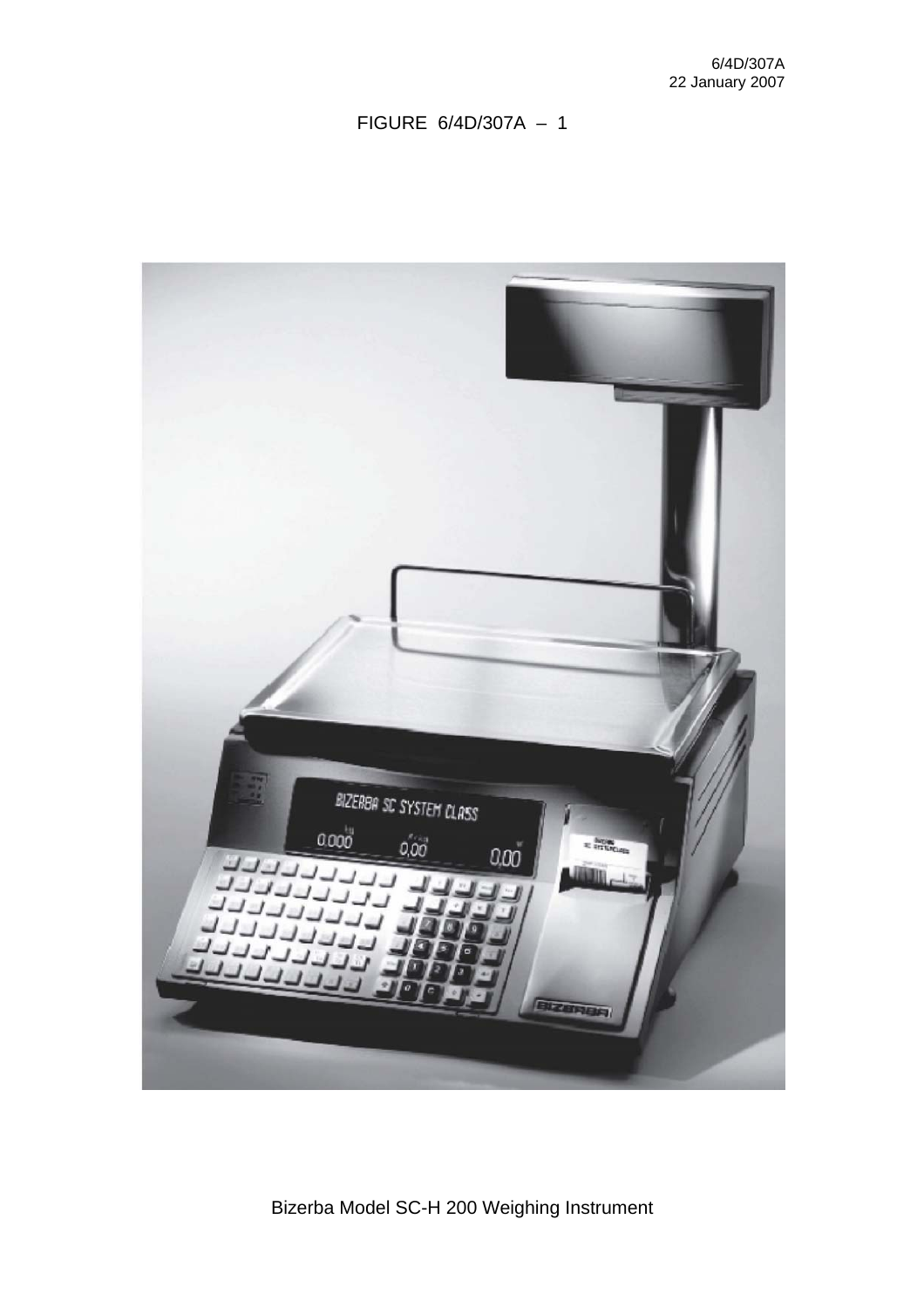FIGURE 6/4D/307A – 1

Bizerba Model SC-H 200 Weighing Instrument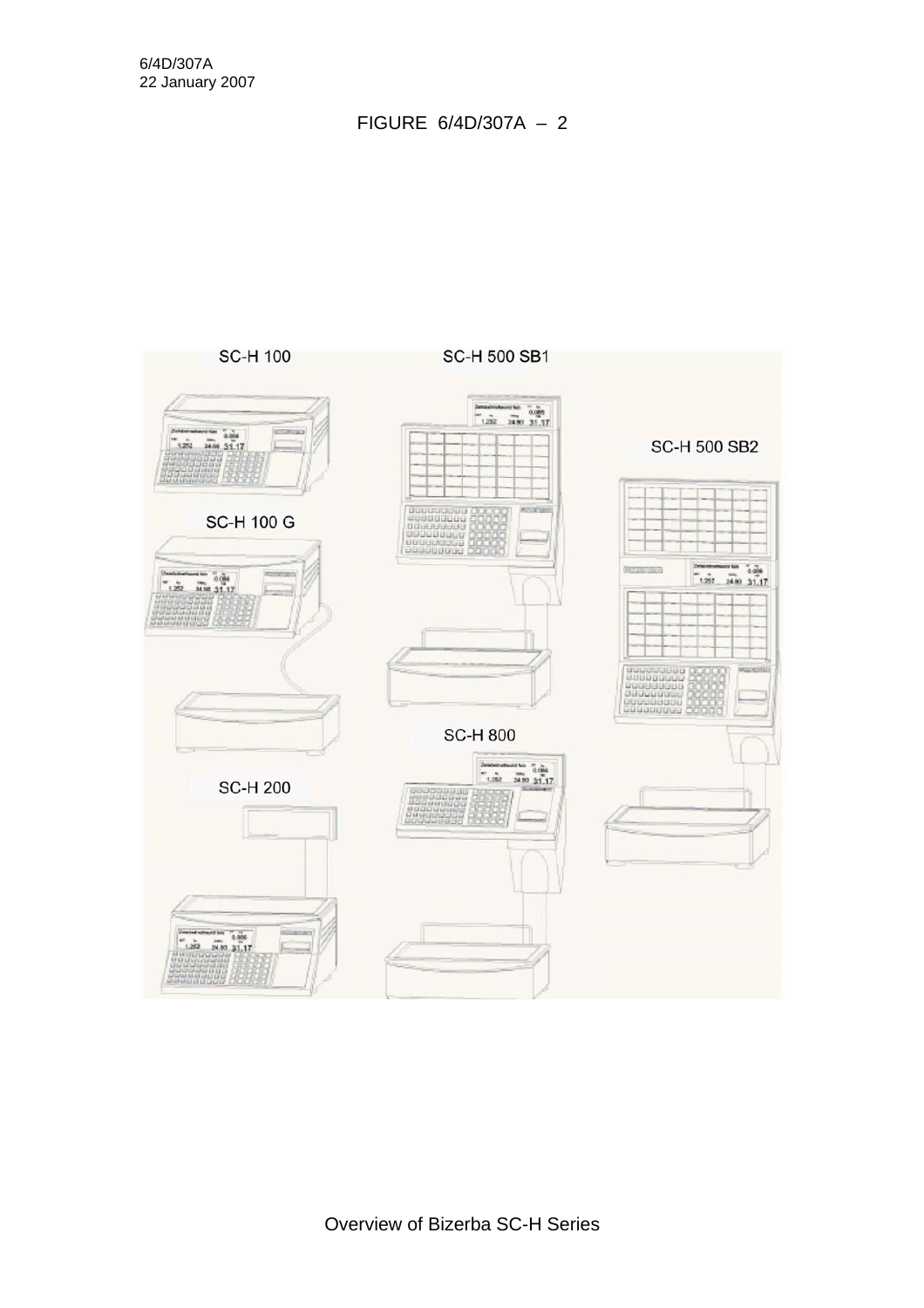FIGURE 6/4D/307A – 2

Overview of Bizerba SC-H Series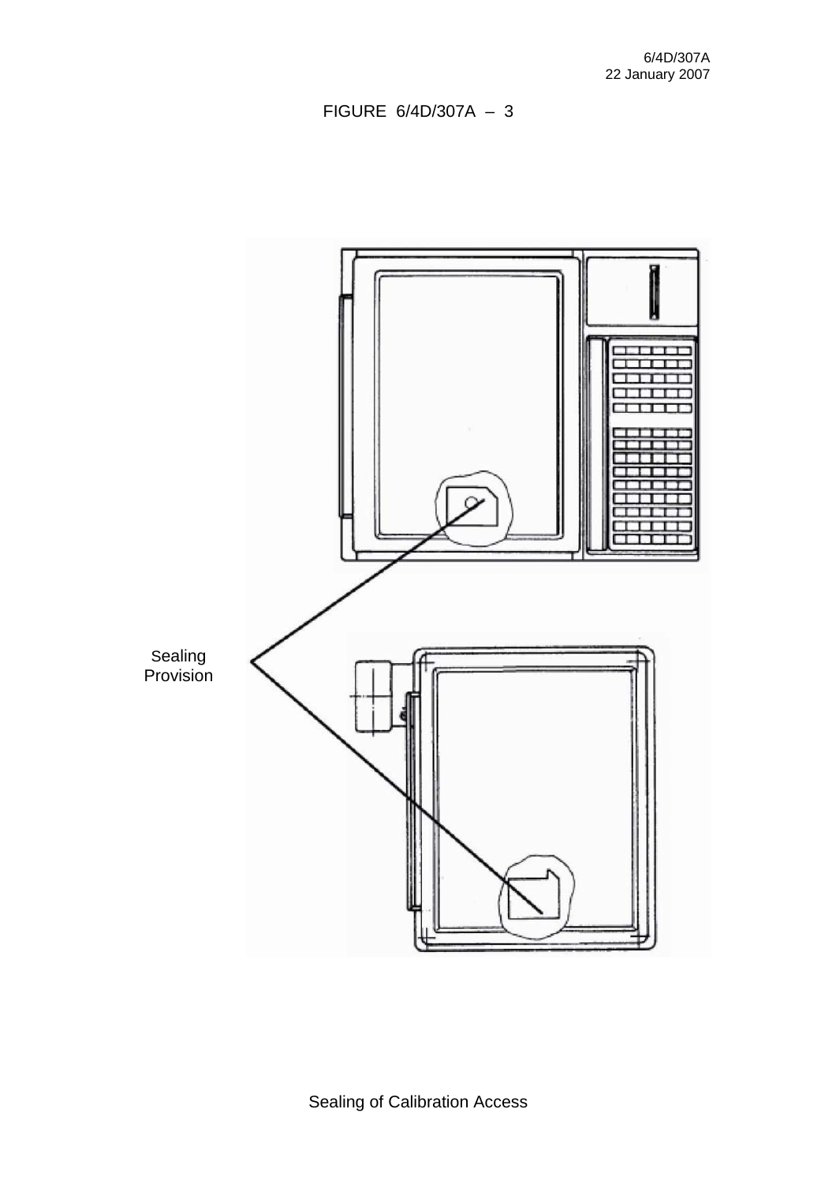FIGURE 6/4D/307A – 3

Sealing Provision

Sealing of Calibration Access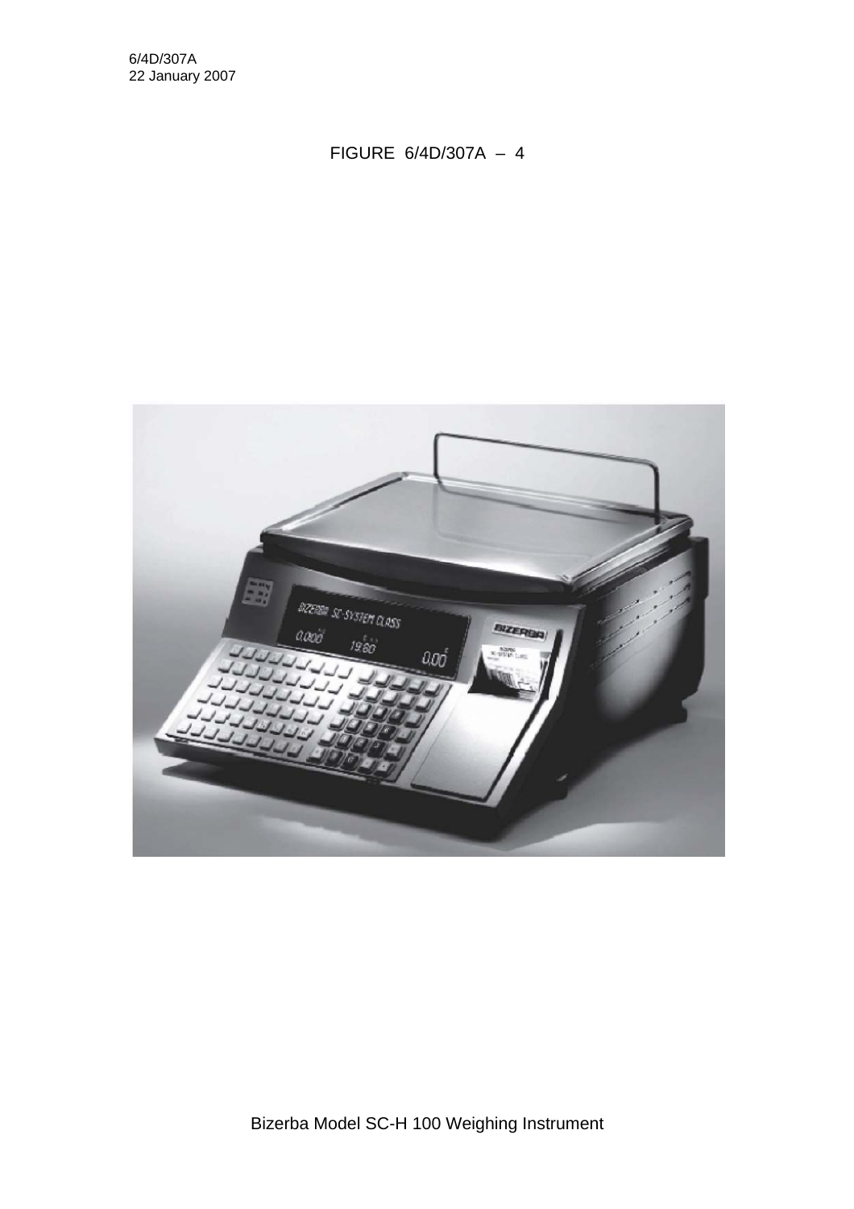FIGURE 6/4D/307A – 4

Bizerba Model SC-H 100 Weighing Instrument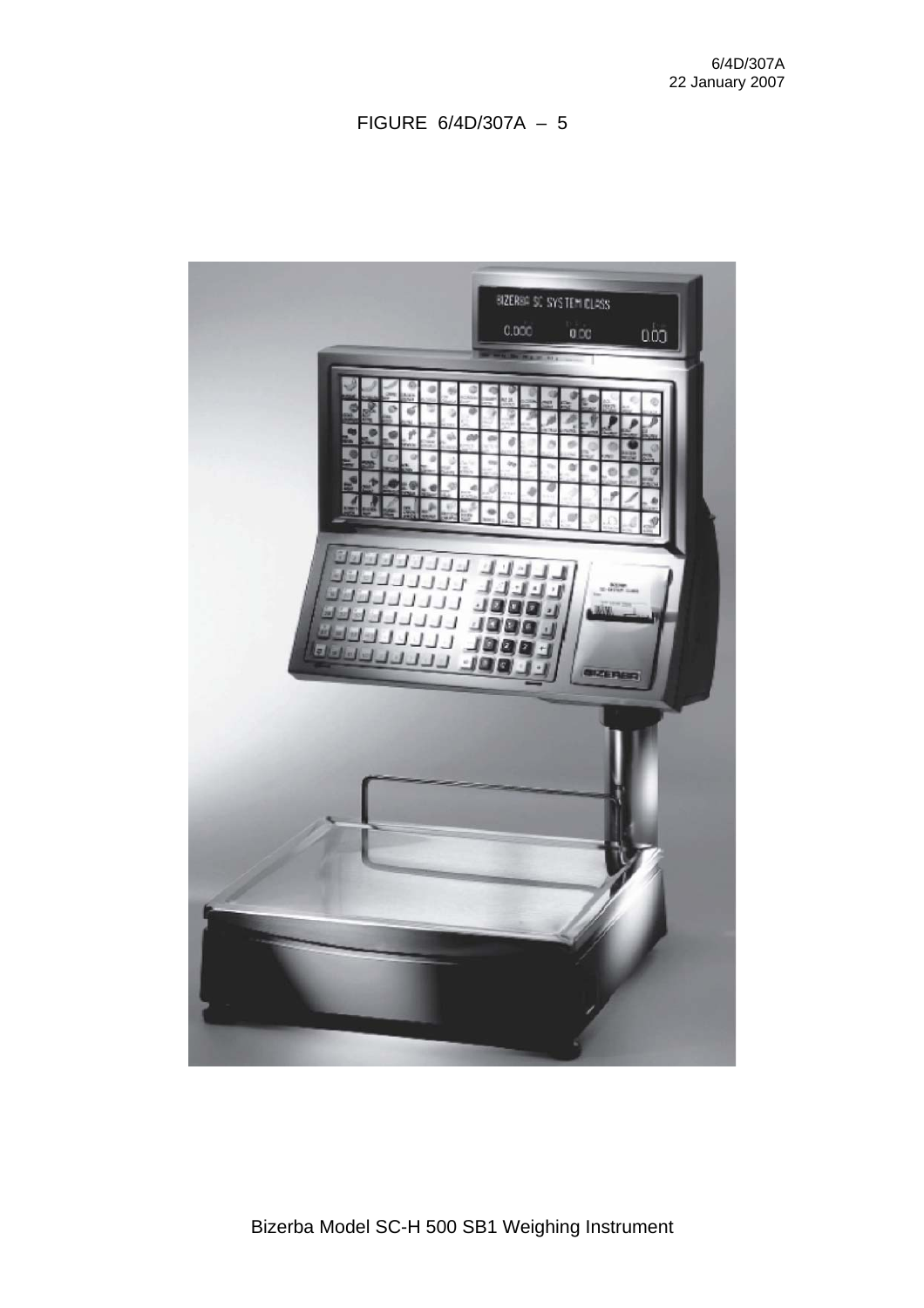FIGURE 6/4D/307A – 5

Bizerba Model SC-H 500 SB1 Weighing Instrument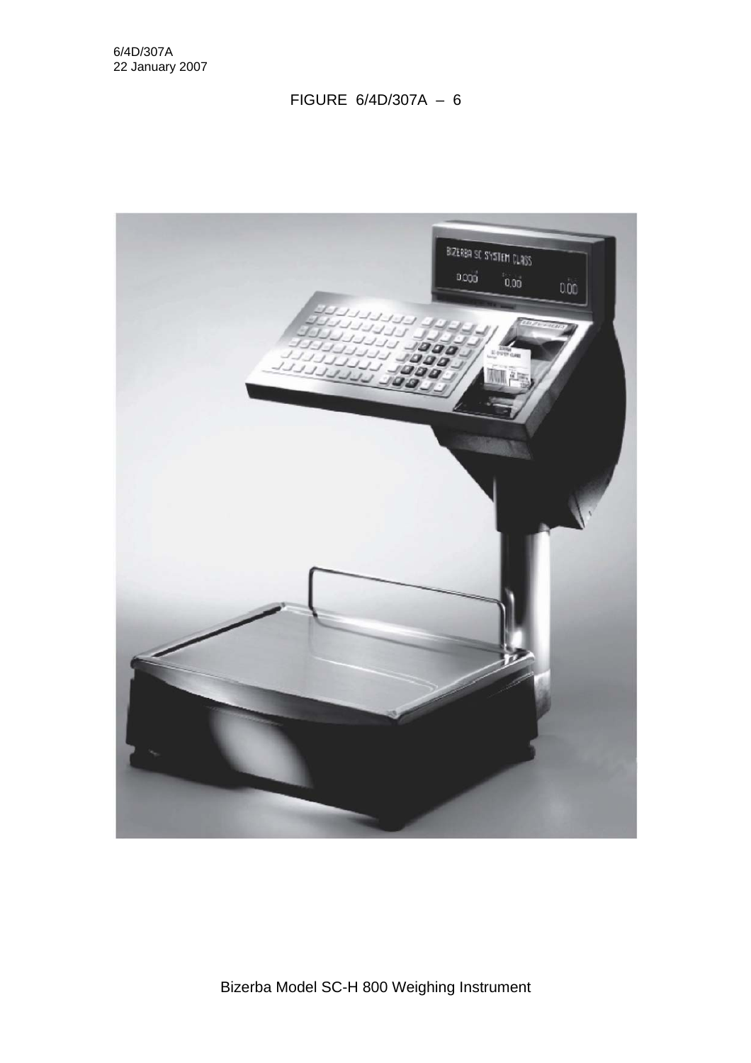FIGURE 6/4D/307A – 6

Bizerba Model SC-H 800 Weighing Instrument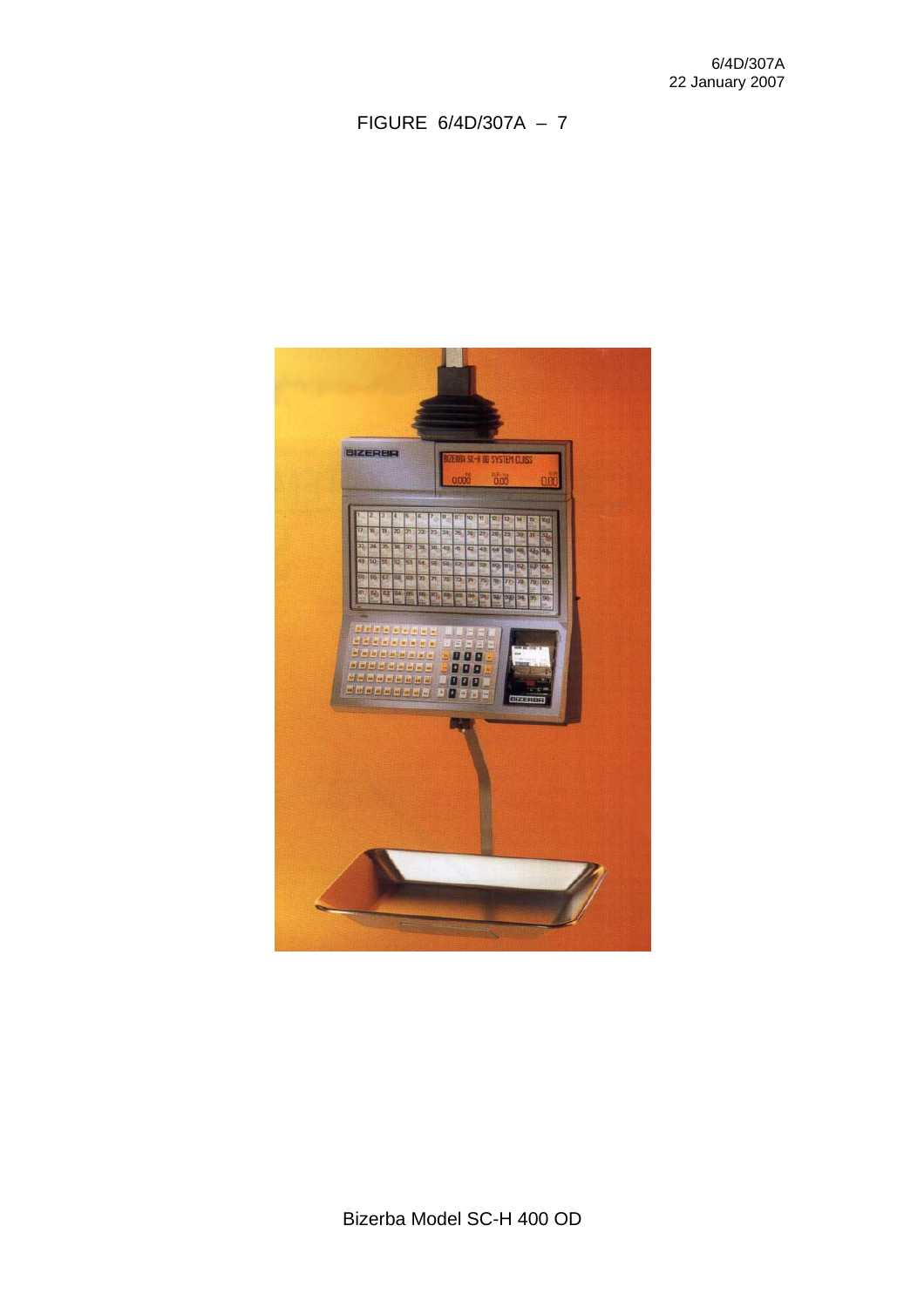FIGURE 6/4D/307A – 7

Bizerba Model SC-H 400 OD